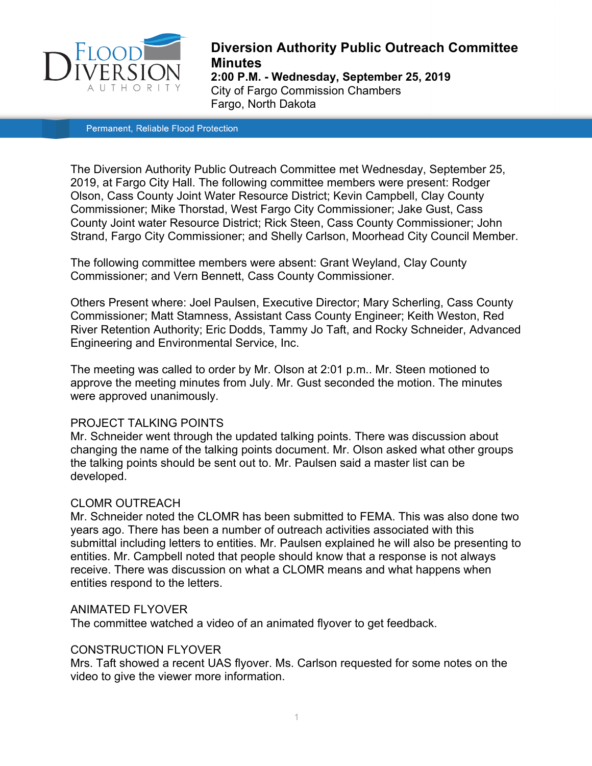# Diversion Authority Public Outreach Committee Minutes

**2:00 P.M. - Wednesday, September 25, 2019**
City of Fargo Commission Chambers
Fargo, North Dakota

Permanent, Reliable Flood Protection

The Diversion Authority Public Outreach Committee met Wednesday, September 25, 2019, at Fargo City Hall. The following committee members were present: Rodger Olson, Cass County Joint Water Resource District; Kevin Campbell, Clay County Commissioner; Mike Thorstad, West Fargo City Commissioner; Jake Gust, Cass County Joint water Resource District; Rick Steen, Cass County Commissioner; John Strand, Fargo City Commissioner; and Shelly Carlson, Moorhead City Council Member.

The following committee members were absent: Grant Weyland, Clay County Commissioner; and Vern Bennett, Cass County Commissioner.

Others Present where: Joel Paulsen, Executive Director; Mary Scherling, Cass County Commissioner; Matt Stamness, Assistant Cass County Engineer; Keith Weston, Red River Retention Authority; Eric Dodds, Tammy Jo Taft, and Rocky Schneider, Advanced Engineering and Environmental Service, Inc.

The meeting was called to order by Mr. Olson at 2:01 p.m.. Mr. Steen motioned to approve the meeting minutes from July. Mr. Gust seconded the motion. The minutes were approved unanimously.

## PROJECT TALKING POINTS

Mr. Schneider went through the updated talking points. There was discussion about changing the name of the talking points document. Mr. Olson asked what other groups the talking points should be sent out to. Mr. Paulsen said a master list can be developed.

## CLOMR OUTREACH

Mr. Schneider noted the CLOMR has been submitted to FEMA. This was also done two years ago. There has been a number of outreach activities associated with this submittal including letters to entities. Mr. Paulsen explained he will also be presenting to entities. Mr. Campbell noted that people should know that a response is not always receive. There was discussion on what a CLOMR means and what happens when entities respond to the letters.

## ANIMATED FLYOVER

The committee watched a video of an animated flyover to get feedback.

## CONSTRUCTION FLYOVER

Mrs. Taft showed a recent UAS flyover. Ms. Carlson requested for some notes on the video to give the viewer more information.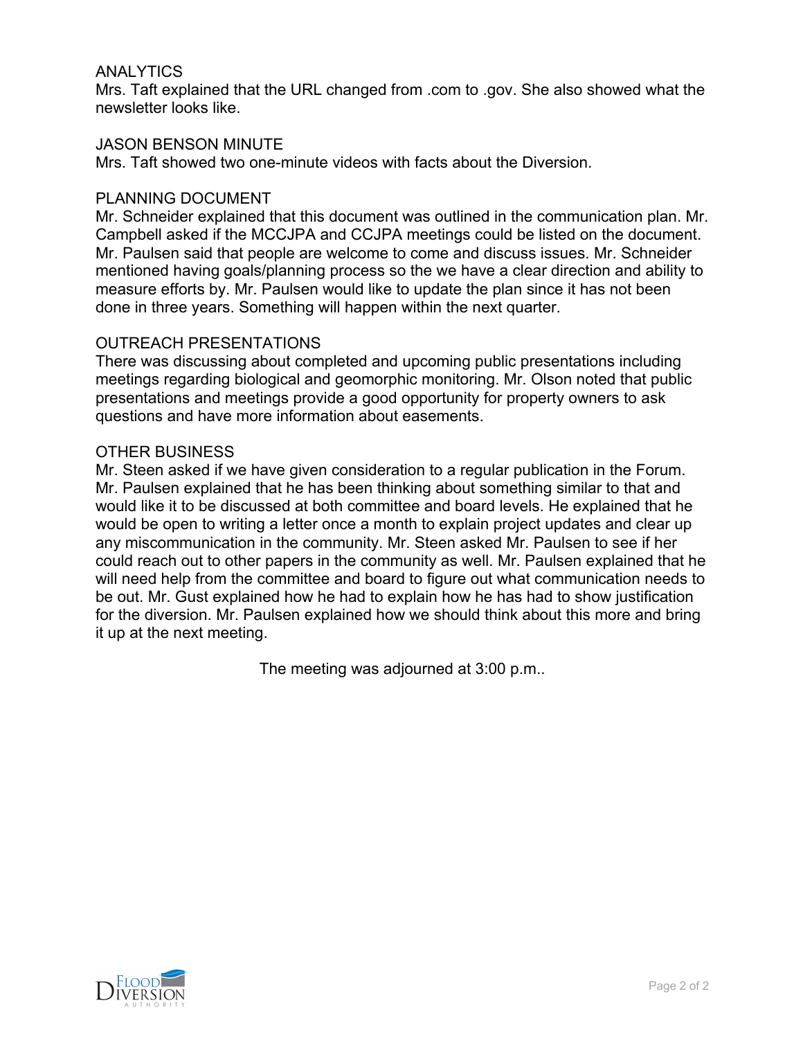ANALYTICS

Mrs. Taft explained that the URL changed from .com to .gov. She also showed what the newsletter looks like.

JASON BENSON MINUTE

Mrs. Taft showed two one-minute videos with facts about the Diversion.

PLANNING DOCUMENT

Mr. Schneider explained that this document was outlined in the communication plan. Mr. Campbell asked if the MCCJPA and CCJPA meetings could be listed on the document. Mr. Paulsen said that people are welcome to come and discuss issues. Mr. Schneider mentioned having goals/planning process so the we have a clear direction and ability to measure efforts by. Mr. Paulsen would like to update the plan since it has not been done in three years. Something will happen within the next quarter.

OUTREACH PRESENTATIONS

There was discussing about completed and upcoming public presentations including meetings regarding biological and geomorphic monitoring. Mr. Olson noted that public presentations and meetings provide a good opportunity for property owners to ask questions and have more information about easements.

OTHER BUSINESS

Mr. Steen asked if we have given consideration to a regular publication in the Forum. Mr. Paulsen explained that he has been thinking about something similar to that and would like it to be discussed at both committee and board levels. He explained that he would be open to writing a letter once a month to explain project updates and clear up any miscommunication in the community. Mr. Steen asked Mr. Paulsen to see if her could reach out to other papers in the community as well. Mr. Paulsen explained that he will need help from the committee and board to figure out what communication needs to be out. Mr. Gust explained how he had to explain how he has had to show justification for the diversion. Mr. Paulsen explained how we should think about this more and bring it up at the next meeting.

The meeting was adjourned at 3:00 p.m..